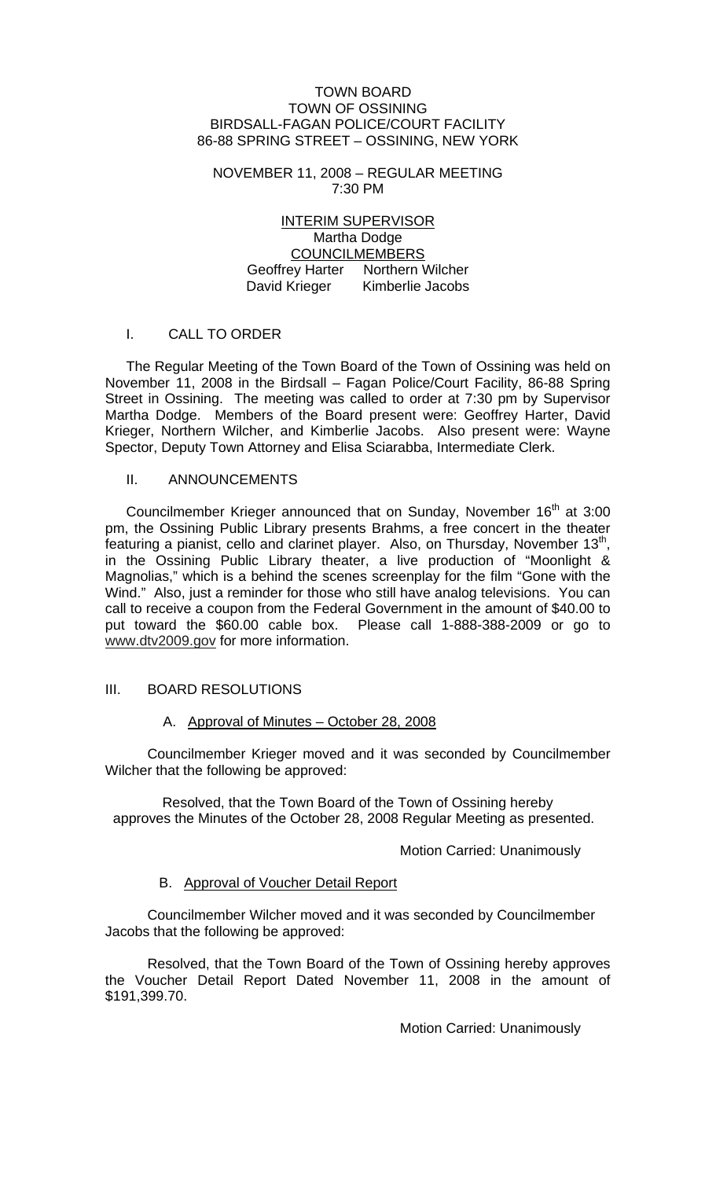# TOWN BOARD
## TOWN OF OSSINING
## BIRDSALL-FAGAN POLICE/COURT FACILITY
## 86-88 SPRING STREET – OSSINING, NEW YORK

NOVEMBER 11, 2008 – REGULAR MEETING
7:30 PM

INTERIM SUPERVISOR
Martha Dodge
COUNCILMEMBERS
Geoffrey Harter Northern Wilcher
David Krieger Kimberlie Jacobs

## I. CALL TO ORDER

The Regular Meeting of the Town Board of the Town of Ossining was held on November 11, 2008 in the Birdsall – Fagan Police/Court Facility, 86-88 Spring Street in Ossining. The meeting was called to order at 7:30 pm by Supervisor Martha Dodge. Members of the Board present were: Geoffrey Harter, David Krieger, Northern Wilcher, and Kimberlie Jacobs. Also present were: Wayne Spector, Deputy Town Attorney and Elisa Sciarabba, Intermediate Clerk.

## II. ANNOUNCEMENTS

Councilmember Krieger announced that on Sunday, November 16th at 3:00 pm, the Ossining Public Library presents Brahms, a free concert in the theater featuring a pianist, cello and clarinet player. Also, on Thursday, November 13th, in the Ossining Public Library theater, a live production of "Moonlight & Magnolias," which is a behind the scenes screenplay for the film "Gone with the Wind." Also, just a reminder for those who still have analog televisions. You can call to receive a coupon from the Federal Government in the amount of $40.00 to put toward the $60.00 cable box. Please call 1-888-388-2009 or go to www.dtv2009.gov for more information.

## III. BOARD RESOLUTIONS

### A. Approval of Minutes – October 28, 2008

Councilmember Krieger moved and it was seconded by Councilmember Wilcher that the following be approved:

Resolved, that the Town Board of the Town of Ossining hereby approves the Minutes of the October 28, 2008 Regular Meeting as presented.

Motion Carried: Unanimously

### B. Approval of Voucher Detail Report

Councilmember Wilcher moved and it was seconded by Councilmember Jacobs that the following be approved:

Resolved, that the Town Board of the Town of Ossining hereby approves the Voucher Detail Report Dated November 11, 2008 in the amount of $191,399.70.

Motion Carried: Unanimously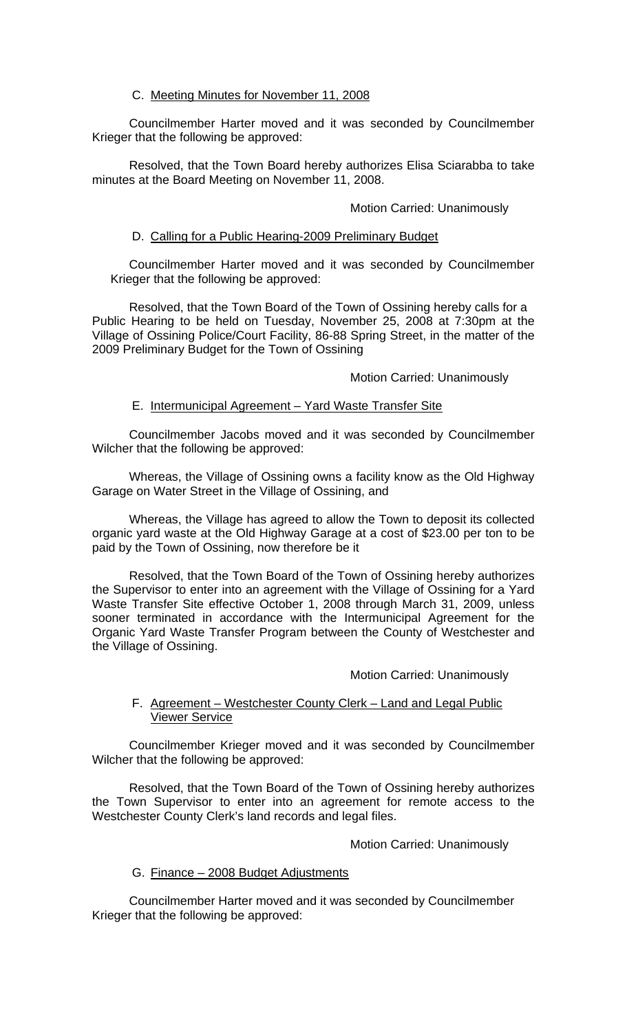C. Meeting Minutes for November 11, 2008

Councilmember Harter moved and it was seconded by Councilmember Krieger that the following be approved:

Resolved, that the Town Board hereby authorizes Elisa Sciarabba to take minutes at the Board Meeting on November 11, 2008.

Motion Carried: Unanimously

D. Calling for a Public Hearing-2009 Preliminary Budget

Councilmember Harter moved and it was seconded by Councilmember Krieger that the following be approved:

Resolved, that the Town Board of the Town of Ossining hereby calls for a Public Hearing to be held on Tuesday, November 25, 2008 at 7:30pm at the Village of Ossining Police/Court Facility, 86-88 Spring Street, in the matter of the 2009 Preliminary Budget for the Town of Ossining

Motion Carried: Unanimously

E. Intermunicipal Agreement – Yard Waste Transfer Site

Councilmember Jacobs moved and it was seconded by Councilmember Wilcher that the following be approved:

Whereas, the Village of Ossining owns a facility know as the Old Highway Garage on Water Street in the Village of Ossining, and

Whereas, the Village has agreed to allow the Town to deposit its collected organic yard waste at the Old Highway Garage at a cost of $23.00 per ton to be paid by the Town of Ossining, now therefore be it

Resolved, that the Town Board of the Town of Ossining hereby authorizes the Supervisor to enter into an agreement with the Village of Ossining for a Yard Waste Transfer Site effective October 1, 2008 through March 31, 2009, unless sooner terminated in accordance with the Intermunicipal Agreement for the Organic Yard Waste Transfer Program between the County of Westchester and the Village of Ossining.

Motion Carried: Unanimously

F. Agreement – Westchester County Clerk – Land and Legal Public Viewer Service

Councilmember Krieger moved and it was seconded by Councilmember Wilcher that the following be approved:

Resolved, that the Town Board of the Town of Ossining hereby authorizes the Town Supervisor to enter into an agreement for remote access to the Westchester County Clerk's land records and legal files.

Motion Carried: Unanimously

G. Finance – 2008 Budget Adjustments

Councilmember Harter moved and it was seconded by Councilmember Krieger that the following be approved: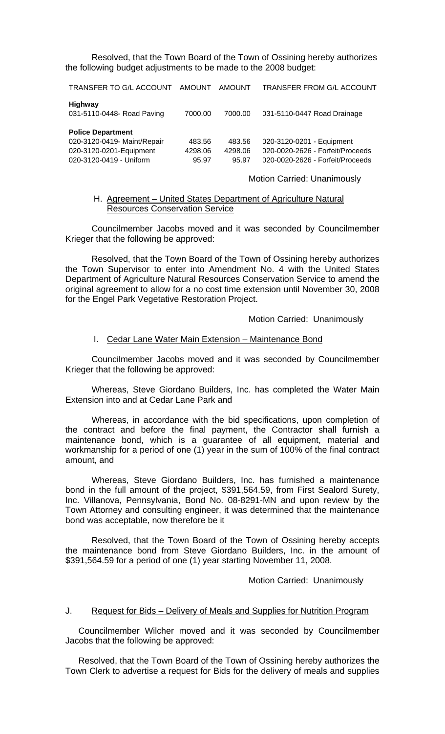Resolved, that the Town Board of the Town of Ossining hereby authorizes the following budget adjustments to be made to the 2008 budget:

| TRANSFER TO G/L ACCOUNT | AMOUNT | AMOUNT | TRANSFER FROM G/L ACCOUNT |
|---|---|---|---|
| **Highway** | | | |
| 031-5110-0448- Road Paving | 7000.00 | 7000.00 | 031-5110-0447 Road Drainage |
| **Police Department** | | | |
| 020-3120-0419- Maint/Repair | 483.56 | 483.56 | 020-3120-0201 - Equipment |
| 020-3120-0201-Equipment | 4298.06 | 4298.06 | 020-0020-2626 - Forfeit/Proceeds |
| 020-3120-0419 - Uniform | 95.97 | 95.97 | 020-0020-2626 - Forfeit/Proceeds |

Motion Carried: Unanimously

H. Agreement – United States Department of Agriculture Natural Resources Conservation Service

Councilmember Jacobs moved and it was seconded by Councilmember Krieger that the following be approved:

Resolved, that the Town Board of the Town of Ossining hereby authorizes the Town Supervisor to enter into Amendment No. 4 with the United States Department of Agriculture Natural Resources Conservation Service to amend the original agreement to allow for a no cost time extension until November 30, 2008 for the Engel Park Vegetative Restoration Project.

Motion Carried: Unanimously

I. Cedar Lane Water Main Extension – Maintenance Bond

Councilmember Jacobs moved and it was seconded by Councilmember Krieger that the following be approved:

Whereas, Steve Giordano Builders, Inc. has completed the Water Main Extension into and at Cedar Lane Park and

Whereas, in accordance with the bid specifications, upon completion of the contract and before the final payment, the Contractor shall furnish a maintenance bond, which is a guarantee of all equipment, material and workmanship for a period of one (1) year in the sum of 100% of the final contract amount, and

Whereas, Steve Giordano Builders, Inc. has furnished a maintenance bond in the full amount of the project, $391,564.59, from First Sealord Surety, Inc. Villanova, Pennsylvania, Bond No. 08-8291-MN and upon review by the Town Attorney and consulting engineer, it was determined that the maintenance bond was acceptable, now therefore be it

Resolved, that the Town Board of the Town of Ossining hereby accepts the maintenance bond from Steve Giordano Builders, Inc. in the amount of $391,564.59 for a period of one (1) year starting November 11, 2008.

Motion Carried: Unanimously

J. Request for Bids – Delivery of Meals and Supplies for Nutrition Program

Councilmember Wilcher moved and it was seconded by Councilmember Jacobs that the following be approved:

Resolved, that the Town Board of the Town of Ossining hereby authorizes the Town Clerk to advertise a request for Bids for the delivery of meals and supplies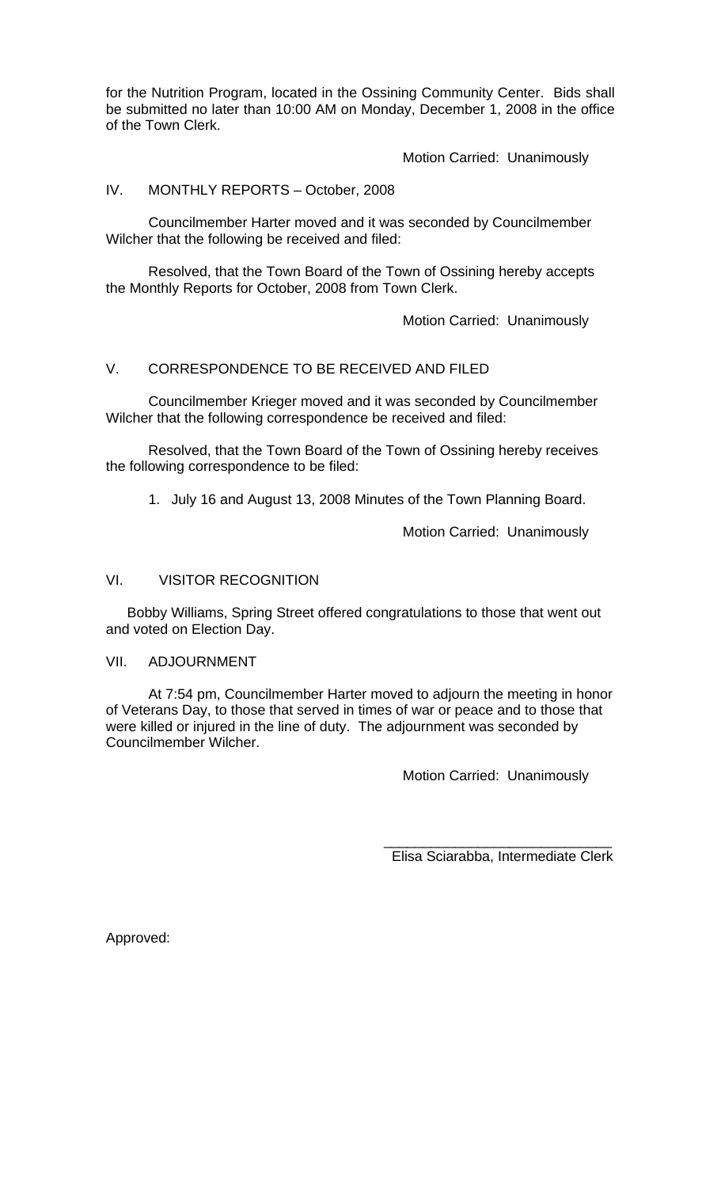for the Nutrition Program, located in the Ossining Community Center. Bids shall be submitted no later than 10:00 AM on Monday, December 1, 2008 in the office of the Town Clerk.

Motion Carried: Unanimously

## IV. MONTHLY REPORTS – October, 2008

Councilmember Harter moved and it was seconded by Councilmember Wilcher that the following be received and filed:

Resolved, that the Town Board of the Town of Ossining hereby accepts the Monthly Reports for October, 2008 from Town Clerk.

Motion Carried: Unanimously

## V. CORRESPONDENCE TO BE RECEIVED AND FILED

Councilmember Krieger moved and it was seconded by Councilmember Wilcher that the following correspondence be received and filed:

Resolved, that the Town Board of the Town of Ossining hereby receives the following correspondence to be filed:

1. July 16 and August 13, 2008 Minutes of the Town Planning Board.

Motion Carried: Unanimously

## VI. VISITOR RECOGNITION

Bobby Williams, Spring Street offered congratulations to those that went out and voted on Election Day.

## VII. ADJOURNMENT

At 7:54 pm, Councilmember Harter moved to adjourn the meeting in honor of Veterans Day, to those that served in times of war or peace and to those that were killed or injured in the line of duty. The adjournment was seconded by Councilmember Wilcher.

Motion Carried: Unanimously

_____________________________
Elisa Sciarabba, Intermediate Clerk

Approved: